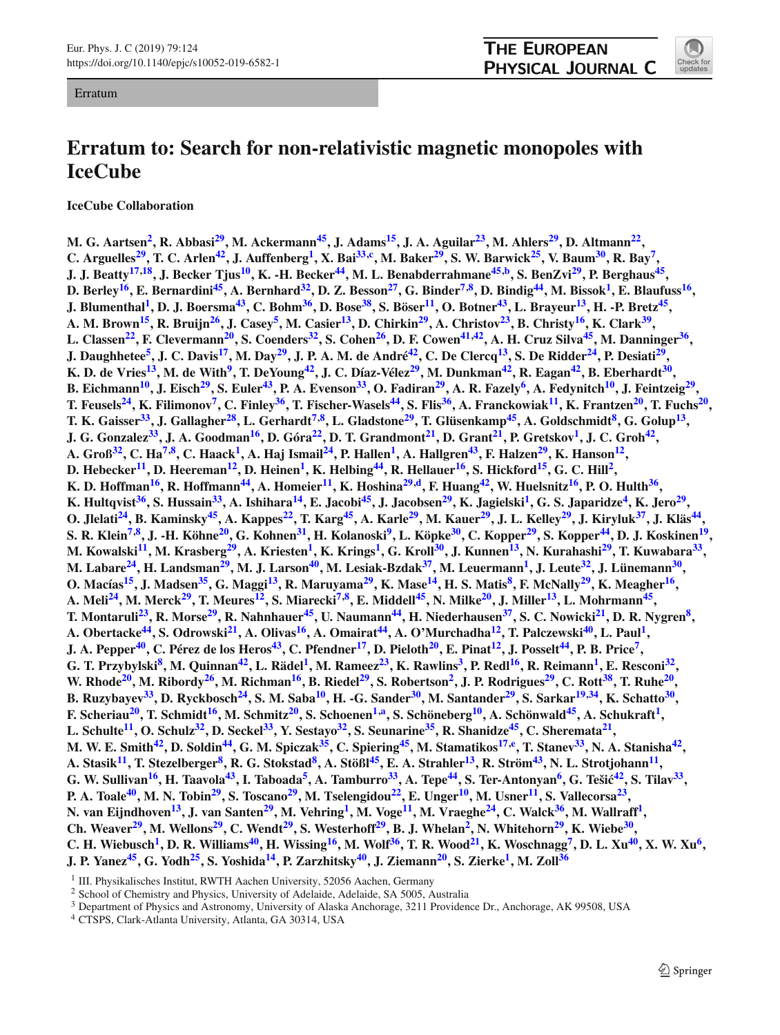Erratum

# Erratum to: Search for non-relativistic magnetic monopoles with IceCube

**IceCube Collaboration**

**M. G. Aartsen[2], R. Abbasi[29], M. Ackermann[45], J. Adams[15], J. A. Aguilar[23], M. Ahlers[29], D. Altmann[22], C. Arguelles[29], T. C. Arlen[42], J. Auffenberg[1], X. Bai[33,c], M. Baker[29], S. W. Barwick[25], V. Baum[30], R. Bay[7], J. J. Beatty[17,18], J. Becker Tjus[10], K. -H. Becker[44], M. L. Benabderrahmane[45,b], S. BenZvi[29], P. Berghaus[45], D. Berley[16], E. Bernardini[45], A. Bernhard[32], D. Z. Besson[27], G. Binder[7,8], D. Bindig[44], M. Bissok[1], E. Blaufuss[16], J. Blumenthal[1], D. J. Boersma[43], C. Bohm[36], D. Bose[38], S. Böser[11], O. Botner[43], L. Brayeur[13], H. -P. Bretz[45], A. M. Brown[15], R. Bruijn[26], J. Casey[5], M. Casier[13], D. Chirkin[29], A. Christov[23], B. Christy[16], K. Clark[39], L. Classen[22], F. Clevermann[20], S. Coenders[32], S. Cohen[26], D. F. Cowen[41,42], A. H. Cruz Silva[45], M. Danninger[36], J. Daughhetee[5], J. C. Davis[17], M. Day[29], J. P. A. M. de André[42], C. De Clercq[13], S. De Ridder[24], P. Desiati[29], K. D. de Vries[13], M. de With[9], T. DeYoung[42], J. C. Díaz-Vélez[29], M. Dunkman[42], R. Eagan[42], B. Eberhardt[30], B. Eichmann[10], J. Eisch[29], S. Euler[43], P. A. Evenson[33], O. Fadiran[29], A. R. Fazely[6], A. Fedynitch[10], J. Feintzeig[29], T. Feusels[24], K. Filimonov[7], C. Finley[36], T. Fischer-Wasels[44], S. Flis[36], A. Franckowiak[11], K. Frantzen[20], T. Fuchs[20], T. K. Gaisser[33], J. Gallagher[28], L. Gerhardt[7,8], L. Gladstone[29], T. Glüsenkamp[45], A. Goldschmidt[8], G. Golup[13], J. G. Gonzalez[33], J. A. Goodman[16], D. Góra[22], D. T. Grandmont[21], D. Grant[21], P. Gretskov[1], J. C. Groh[42], A. Groß[32], C. Ha[7,8], C. Haack[1], A. Haj Ismail[24], P. Hallen[1], A. Hallgren[43], F. Halzen[29], K. Hanson[12], D. Hebecker[11], D. Heereman[12], D. Heinen[1], K. Helbing[44], R. Hellauer[16], S. Hickford[15], G. C. Hill[2], K. D. Hoffman[16], R. Hoffmann[44], A. Homeier[11], K. Hoshina[29,d], F. Huang[42], W. Huelsnitz[16], P. O. Hulth[36], K. Hultqvist[36], S. Hussain[33], A. Ishihara[14], E. Jacobi[45], J. Jacobsen[29], K. Jagielski[1], G. S. Japaridze[4], K. Jero[29], O. Jlelati[24], B. Kaminsky[45], A. Kappes[22], T. Karg[45], A. Karle[29], M. Kauer[29], J. L. Kelley[29], J. Kiryluk[37], J. Kläs[44], S. R. Klein[7,8], J. -H. Köhne[20], G. Kohnen[31], H. Kolanoski[9], L. Köpke[30], C. Kopper[29], S. Kopper[44], D. J. Koskinen[19], M. Kowalski[11], M. Krasberg[29], A. Kriesten[1], K. Krings[1], G. Kroll[30], J. Kunnen[13], N. Kurahashi[29], T. Kuwabara[33], M. Labare[24], H. Landsman[29], M. J. Larson[40], M. Lesiak-Bzdak[37], M. Leuermann[1], J. Leute[32], J. Lünemann[30], O. Macías[15], J. Madsen[35], G. Maggi[13], R. Maruyama[29], K. Mase[14], H. S. Matis[8], F. McNally[29], K. Meagher[16], A. Meli[24], M. Merck[29], T. Meures[12], S. Miarecki[7,8], E. Middell[45], N. Milke[20], J. Miller[13], L. Mohrmann[45], T. Montaruli[23], R. Morse[29], R. Nahnhauer[45], U. Naumann[44], H. Niederhausen[37], S. C. Nowicki[21], D. R. Nygren[8], A. Obertacke[44], S. Odrowski[21], A. Olivas[16], A. Omairat[44], A. O'Murchadha[12], T. Palczewski[40], L. Paul[1], J. A. Pepper[40], C. Pérez de los Heros[43], C. Pfendner[17], D. Pieloth[20], E. Pinat[12], J. Posselt[44], P. B. Price[7], G. T. Przybylski[8], M. Quinnan[42], L. Rädel[1], M. Rameez[23], K. Rawlins[3], P. Redl[16], R. Reimann[1], E. Resconi[32], W. Rhode[20], M. Ribordy[26], M. Richman[16], B. Riedel[29], S. Robertson[2], J. P. Rodrigues[29], C. Rott[38], T. Ruhe[20], B. Ruzybayev[33], D. Ryckbosch[24], S. M. Saba[10], H. -G. Sander[30], M. Santander[29], S. Sarkar[19,34], K. Schatto[30], F. Scheriau[20], T. Schmidt[16], M. Schmitz[20], S. Schoenen[1,a], S. Schöneberg[10], A. Schönwald[45], A. Schukraft[1], L. Schulte[11], O. Schulz[32], D. Seckel[33], Y. Sestayo[32], S. Seunarine[35], R. Shanidze[45], C. Sheremata[21], M. W. E. Smith[42], D. Soldin[44], G. M. Spiczak[35], C. Spiering[45], M. Stamatikos[17,e], T. Stanev[33], N. A. Stanisha[42], A. Stasik[11], T. Stezelberger[8], R. G. Stokstad[8], A. Stößl[45], E. A. Strahler[13], R. Ström[43], N. L. Strotjohann[11], G. W. Sullivan[16], H. Taavola[43], I. Taboada[5], A. Tamburro[33], A. Tepe[44], S. Ter-Antonyan[6], G. Tešić[42], S. Tilav[33], P. A. Toale[40], M. N. Tobin[29], S. Toscano[29], M. Tselengidou[22], E. Unger[10], M. Usner[11], S. Vallecorsa[23], N. van Eijndhoven[13], J. van Santen[29], M. Vehring[1], M. Voge[11], M. Vraeghe[24], C. Walck[36], M. Wallraff[1], Ch. Weaver[29], M. Wellons[29], C. Wendt[29], S. Westerhoff[29], B. J. Whelan[2], N. Whitehorn[29], K. Wiebe[30], C. H. Wiebusch[1], D. R. Williams[40], H. Wissing[16], M. Wolf[36], T. R. Wood[21], K. Woschnagg[7], D. L. Xu[40], X. W. Xu[6], J. P. Yanez[45], G. Yodh[25], S. Yoshida[14], P. Zarzhitsky[40], J. Ziemann[20], S. Zierke[1], M. Zoll[36]**

[1] III. Physikalisches Institut, RWTH Aachen University, 52056 Aachen, Germany
[2] School of Chemistry and Physics, University of Adelaide, Adelaide, SA 5005, Australia
[3] Department of Physics and Astronomy, University of Alaska Anchorage, 3211 Providence Dr., Anchorage, AK 99508, USA
[4] CTSPS, Clark-Atlanta University, Atlanta, GA 30314, USA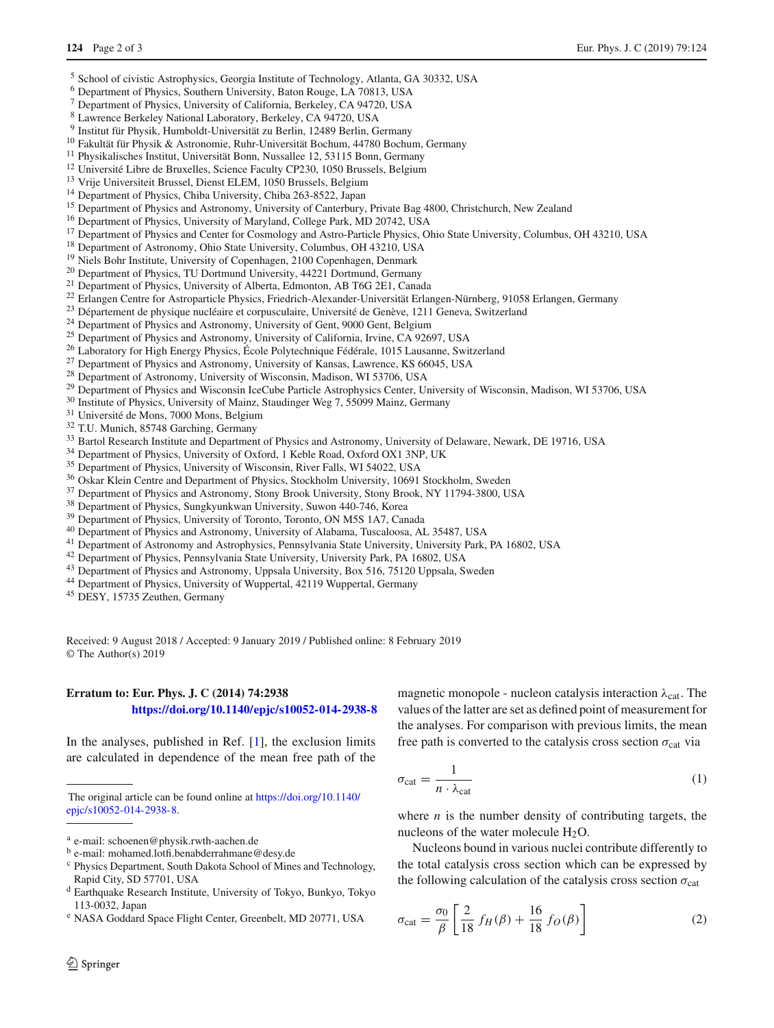[5] School of civistic Astrophysics, Georgia Institute of Technology, Atlanta, GA 30332, USA
[6] Department of Physics, Southern University, Baton Rouge, LA 70813, USA
[7] Department of Physics, University of California, Berkeley, CA 94720, USA
[8] Lawrence Berkeley National Laboratory, Berkeley, CA 94720, USA
[9] Institut für Physik, Humboldt-Universität zu Berlin, 12489 Berlin, Germany
[10] Fakultät für Physik & Astronomie, Ruhr-Universität Bochum, 44780 Bochum, Germany
[11] Physikalisches Institut, Universität Bonn, Nussallee 12, 53115 Bonn, Germany
[12] Université Libre de Bruxelles, Science Faculty CP230, 1050 Brussels, Belgium
[13] Vrije Universiteit Brussel, Dienst ELEM, 1050 Brussels, Belgium
[14] Department of Physics, Chiba University, Chiba 263-8522, Japan
[15] Department of Physics and Astronomy, University of Canterbury, Private Bag 4800, Christchurch, New Zealand
[16] Department of Physics, University of Maryland, College Park, MD 20742, USA
[17] Department of Physics and Center for Cosmology and Astro-Particle Physics, Ohio State University, Columbus, OH 43210, USA
[18] Department of Astronomy, Ohio State University, Columbus, OH 43210, USA
[19] Niels Bohr Institute, University of Copenhagen, 2100 Copenhagen, Denmark
[20] Department of Physics, TU Dortmund University, 44221 Dortmund, Germany
[21] Department of Physics, University of Alberta, Edmonton, AB T6G 2E1, Canada
[22] Erlangen Centre for Astroparticle Physics, Friedrich-Alexander-Universität Erlangen-Nürnberg, 91058 Erlangen, Germany
[23] Département de physique nucléaire et corpusculaire, Université de Genève, 1211 Geneva, Switzerland
[24] Department of Physics and Astronomy, University of Gent, 9000 Gent, Belgium
[25] Department of Physics and Astronomy, University of California, Irvine, CA 92697, USA
[26] Laboratory for High Energy Physics, École Polytechnique Fédérale, 1015 Lausanne, Switzerland
[27] Department of Physics and Astronomy, University of Kansas, Lawrence, KS 66045, USA
[28] Department of Astronomy, University of Wisconsin, Madison, WI 53706, USA
[29] Department of Physics and Wisconsin IceCube Particle Astrophysics Center, University of Wisconsin, Madison, WI 53706, USA
[30] Institute of Physics, University of Mainz, Staudinger Weg 7, 55099 Mainz, Germany
[31] Université de Mons, 7000 Mons, Belgium
[32] T.U. Munich, 85748 Garching, Germany
[33] Bartol Research Institute and Department of Physics and Astronomy, University of Delaware, Newark, DE 19716, USA
[34] Department of Physics, University of Oxford, 1 Keble Road, Oxford OX1 3NP, UK
[35] Department of Physics, University of Wisconsin, River Falls, WI 54022, USA
[36] Oskar Klein Centre and Department of Physics, Stockholm University, 10691 Stockholm, Sweden
[37] Department of Physics and Astronomy, Stony Brook University, Stony Brook, NY 11794-3800, USA
[38] Department of Physics, Sungkyunkwan University, Suwon 440-746, Korea
[39] Department of Physics, University of Toronto, Toronto, ON M5S 1A7, Canada
[40] Department of Physics and Astronomy, University of Alabama, Tuscaloosa, AL 35487, USA
[41] Department of Astronomy and Astrophysics, Pennsylvania State University, University Park, PA 16802, USA
[42] Department of Physics, Pennsylvania State University, University Park, PA 16802, USA
[43] Department of Physics and Astronomy, Uppsala University, Box 516, 75120 Uppsala, Sweden
[44] Department of Physics, University of Wuppertal, 42119 Wuppertal, Germany
[45] DESY, 15735 Zeuthen, Germany

Received: 9 August 2018 / Accepted: 9 January 2019 / Published online: 8 February 2019
© The Author(s) 2019

**Erratum to: Eur. Phys. J. C (2014) 74:2938**
**https://doi.org/10.1140/epjc/s10052-014-2938-8**

In the analyses, published in Ref. [1], the exclusion limits are calculated in dependence of the mean free path of the magnetic monopole - nucleon catalysis interaction $\lambda_{\text{cat}}$. The values of the latter are set as defined point of measurement for the analyses. For comparison with previous limits, the mean free path is converted to the catalysis cross section $\sigma_{\text{cat}}$ via

$$\sigma_{\text{cat}} = \frac{1}{n \cdot \lambda_{\text{cat}}} \tag{1}$$

where $n$ is the number density of contributing targets, the nucleons of the water molecule $H_2O$.

Nucleons bound in various nuclei contribute differently to the total catalysis cross section which can be expressed by the following calculation of the catalysis cross section $\sigma_{\text{cat}}$

$$\sigma_{\text{cat}} = \frac{\sigma_0}{\beta}\left[\frac{2}{18} f_H(\beta) + \frac{16}{18} f_O(\beta)\right] \tag{2}$$

---

The original article can be found online at https://doi.org/10.1140/epjc/s10052-014-2938-8.

---

[a] e-mail: schoenen@physik.rwth-aachen.de
[b] e-mail: mohamed.lotfi.benabderrahmane@desy.de
[c] Physics Department, South Dakota School of Mines and Technology, Rapid City, SD 57701, USA
[d] Earthquake Research Institute, University of Tokyo, Bunkyo, Tokyo 113-0032, Japan
[e] NASA Goddard Space Flight Center, Greenbelt, MD 20771, USA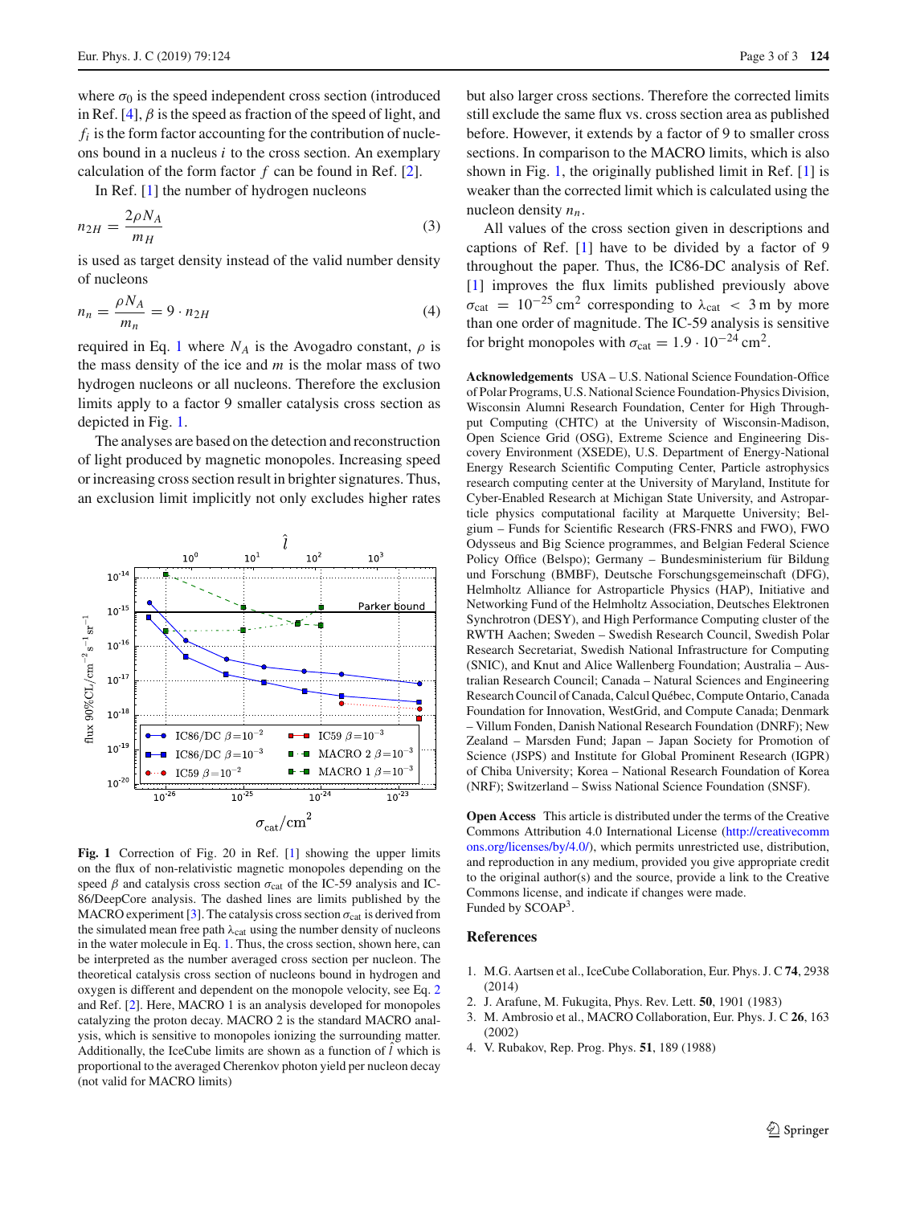where $\sigma_0$ is the speed independent cross section (introduced in Ref. [4], $\beta$ is the speed as fraction of the speed of light, and $f_i$ is the form factor accounting for the contribution of nucleons bound in a nucleus $i$ to the cross section. An exemplary calculation of the form factor $f$ can be found in Ref. [2].

In Ref. [1] the number of hydrogen nucleons

$$n_{2H} = \frac{2\rho N_A}{m_H} \tag{3}$$

is used as target density instead of the valid number density of nucleons

$$n_n = \frac{\rho N_A}{m_n} = 9 \cdot n_{2H} \tag{4}$$

required in Eq. 1 where $N_A$ is the Avogadro constant, $\rho$ is the mass density of the ice and $m$ is the molar mass of two hydrogen nucleons or all nucleons. Therefore the exclusion limits apply to a factor 9 smaller catalysis cross section as depicted in Fig. 1.

The analyses are based on the detection and reconstruction of light produced by magnetic monopoles. Increasing speed or increasing cross section result in brighter signatures. Thus, an exclusion limit implicitly not only excludes higher rates

$\hat{l}$

$10^0$ $10^1$ $10^2$ $10^3$

Parker bound

flux 90%CL/cm$^{-2}$ s$^{-1}$ sr$^{-1}$

$10^{-14}$ $10^{-15}$ $10^{-16}$ $10^{-17}$ $10^{-18}$ $10^{-19}$ $10^{-20}$

IC86/DC $\beta=10^{-2}$

IC86/DC $\beta=10^{-3}$

IC59 $\beta=10^{-2}$

IC59 $\beta=10^{-3}$

MACRO 2 $\beta=10^{-3}$

MACRO 1 $\beta=10^{-3}$

$10^{-26}$ $10^{-25}$ $10^{-24}$ $10^{-23}$

$\sigma_{cat}/\text{cm}^2$

**Fig. 1** Correction of Fig. 20 in Ref. [1] showing the upper limits on the flux of non-relativistic magnetic monopoles depending on the speed $\beta$ and catalysis cross section $\sigma_{cat}$ of the IC-59 analysis and IC-86/DeepCore analysis. The dashed lines are limits published by the MACRO experiment [3]. The catalysis cross section $\sigma_{cat}$ is derived from the simulated mean free path $\lambda_{cat}$ using the number density of nucleons in the water molecule in Eq. 1. Thus, the cross section, shown here, can be interpreted as the number averaged cross section per nucleon. The theoretical catalysis cross section of nucleons bound in hydrogen and oxygen is different and dependent on the monopole velocity, see Eq. 2 and Ref. [2]. Here, MACRO 1 is an analysis developed for monopoles catalyzing the proton decay. MACRO 2 is the standard MACRO analysis, which is sensitive to monopoles ionizing the surrounding matter. Additionally, the IceCube limits are shown as a function of $\hat{l}$ which is proportional to the averaged Cherenkov photon yield per nucleon decay (not valid for MACRO limits)

but also larger cross sections. Therefore the corrected limits still exclude the same flux vs. cross section area as published before. However, it extends by a factor of 9 to smaller cross sections. In comparison to the MACRO limits, which is also shown in Fig. 1, the originally published limit in Ref. [1] is weaker than the corrected limit which is calculated using the nucleon density $n_n$.

All values of the cross section given in descriptions and captions of Ref. [1] have to be divided by a factor of 9 throughout the paper. Thus, the IC86-DC analysis of Ref. [1] improves the flux limits published previously above $\sigma_{cat} = 10^{-25}\,\text{cm}^2$ corresponding to $\lambda_{cat} < 3\,\text{m}$ by more than one order of magnitude. The IC-59 analysis is sensitive for bright monopoles with $\sigma_{cat} = 1.9 \cdot 10^{-24}\,\text{cm}^2$.

**Acknowledgements** USA – U.S. National Science Foundation-Office of Polar Programs, U.S. National Science Foundation-Physics Division, Wisconsin Alumni Research Foundation, Center for High Throughput Computing (CHTC) at the University of Wisconsin-Madison, Open Science Grid (OSG), Extreme Science and Engineering Discovery Environment (XSEDE), U.S. Department of Energy-National Energy Research Scientific Computing Center, Particle astrophysics research computing center at the University of Maryland, Institute for Cyber-Enabled Research at Michigan State University, and Astroparticle physics computational facility at Marquette University; Belgium – Funds for Scientific Research (FRS-FNRS and FWO), FWO Odysseus and Big Science programmes, and Belgian Federal Science Policy Office (Belspo); Germany – Bundesministerium für Bildung und Forschung (BMBF), Deutsche Forschungsgemeinschaft (DFG), Helmholtz Alliance for Astroparticle Physics (HAP), Initiative and Networking Fund of the Helmholtz Association, Deutsches Elektronen Synchrotron (DESY), and High Performance Computing cluster of the RWTH Aachen; Sweden – Swedish Research Council, Swedish Polar Research Secretariat, Swedish National Infrastructure for Computing (SNIC), and Knut and Alice Wallenberg Foundation; Australia – Australian Research Council; Canada – Natural Sciences and Engineering Research Council of Canada, Calcul Québec, Compute Ontario, Canada Foundation for Innovation, WestGrid, and Compute Canada; Denmark – Villum Fonden, Danish National Research Foundation (DNRF); New Zealand – Marsden Fund; Japan – Japan Society for Promotion of Science (JSPS) and Institute for Global Prominent Research (IGPR) of Chiba University; Korea – National Research Foundation of Korea (NRF); Switzerland – Swiss National Science Foundation (SNSF).

**Open Access** This article is distributed under the terms of the Creative Commons Attribution 4.0 International License (http://creativecommons.org/licenses/by/4.0/), which permits unrestricted use, distribution, and reproduction in any medium, provided you give appropriate credit to the original author(s) and the source, provide a link to the Creative Commons license, and indicate if changes were made.
Funded by SCOAP[3].

## References

1. M.G. Aartsen et al., IceCube Collaboration, Eur. Phys. J. C **74**, 2938 (2014)
2. J. Arafune, M. Fukugita, Phys. Rev. Lett. **50**, 1901 (1983)
3. M. Ambrosio et al., MACRO Collaboration, Eur. Phys. J. C **26**, 163 (2002)
4. V. Rubakov, Rep. Prog. Phys. **51**, 189 (1988)